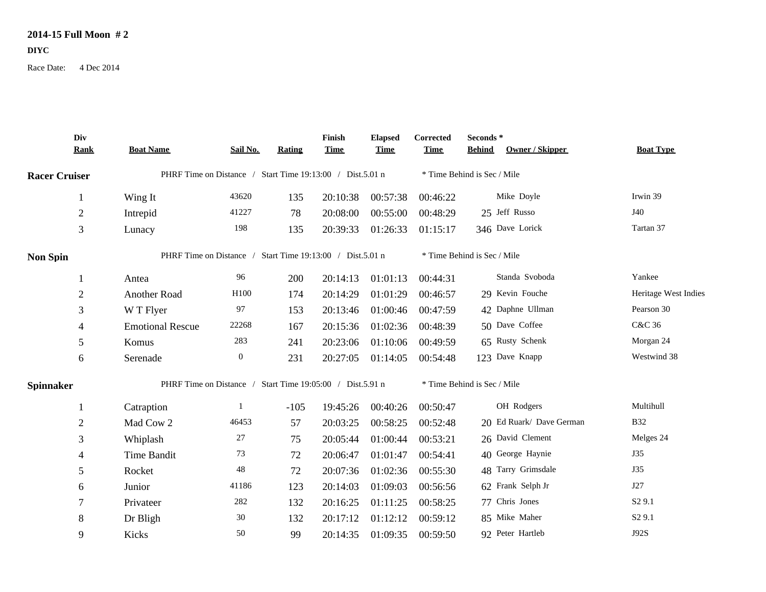**2014-15 Full Moon # 2**

**DIYC**

Race Date: 4 Dec 2014

| Div Rank | Boat Name | Sail No. | Rating | Finish Time | Elapsed Time | Corrected Time | Seconds * Behind | Owner / Skipper | Boat Type |
|---|---|---|---|---|---|---|---|---|---|
| **Racer Cruiser** | PHRF Time on Distance / Start Time 19:13:00 / Dist.5.01 n | | | | * Time Behind is Sec / Mile | | | | |
| 1 | Wing It | 43620 | 135 | 20:10:38 | 00:57:38 | 00:46:22 | | Mike Doyle | Irwin 39 |
| 2 | Intrepid | 41227 | 78 | 20:08:00 | 00:55:00 | 00:48:29 | 25 | Jeff Russo | J40 |
| 3 | Lunacy | 198 | 135 | 20:39:33 | 01:26:33 | 01:15:17 | 346 | Dave Lorick | Tartan 37 |
| **Non Spin** | PHRF Time on Distance / Start Time 19:13:00 / Dist.5.01 n | | | | * Time Behind is Sec / Mile | | | | |
| 1 | Antea | 96 | 200 | 20:14:13 | 01:01:13 | 00:44:31 | | Standa Svoboda | Yankee |
| 2 | Another Road | H100 | 174 | 20:14:29 | 01:01:29 | 00:46:57 | 29 | Kevin Fouche | Heritage West Indies |
| 3 | W T Flyer | 97 | 153 | 20:13:46 | 01:00:46 | 00:47:59 | 42 | Daphne Ullman | Pearson 30 |
| 4 | Emotional Rescue | 22268 | 167 | 20:15:36 | 01:02:36 | 00:48:39 | 50 | Dave Coffee | C&C 36 |
| 5 | Komus | 283 | 241 | 20:23:06 | 01:10:06 | 00:49:59 | 65 | Rusty Schenk | Morgan 24 |
| 6 | Serenade | 0 | 231 | 20:27:05 | 01:14:05 | 00:54:48 | 123 | Dave Knapp | Westwind 38 |
| **Spinnaker** | PHRF Time on Distance / Start Time 19:05:00 / Dist.5.91 n | | | | * Time Behind is Sec / Mile | | | | |
| 1 | Catraption | 1 | -105 | 19:45:26 | 00:40:26 | 00:50:47 | | OH Rodgers | Multihull |
| 2 | Mad Cow 2 | 46453 | 57 | 20:03:25 | 00:58:25 | 00:52:48 | 20 | Ed Ruark/ Dave German | B32 |
| 3 | Whiplash | 27 | 75 | 20:05:44 | 01:00:44 | 00:53:21 | 26 | David Clement | Melges 24 |
| 4 | Time Bandit | 73 | 72 | 20:06:47 | 01:01:47 | 00:54:41 | 40 | George Haynie | J35 |
| 5 | Rocket | 48 | 72 | 20:07:36 | 01:02:36 | 00:55:30 | 48 | Tarry Grimsdale | J35 |
| 6 | Junior | 41186 | 123 | 20:14:03 | 01:09:03 | 00:56:56 | 62 | Frank Selph Jr | J27 |
| 7 | Privateer | 282 | 132 | 20:16:25 | 01:11:25 | 00:58:25 | 77 | Chris Jones | S2 9.1 |
| 8 | Dr Bligh | 30 | 132 | 20:17:12 | 01:12:12 | 00:59:12 | 85 | Mike Maher | S2 9.1 |
| 9 | Kicks | 50 | 99 | 20:14:35 | 01:09:35 | 00:59:50 | 92 | Peter Hartleb | J92S |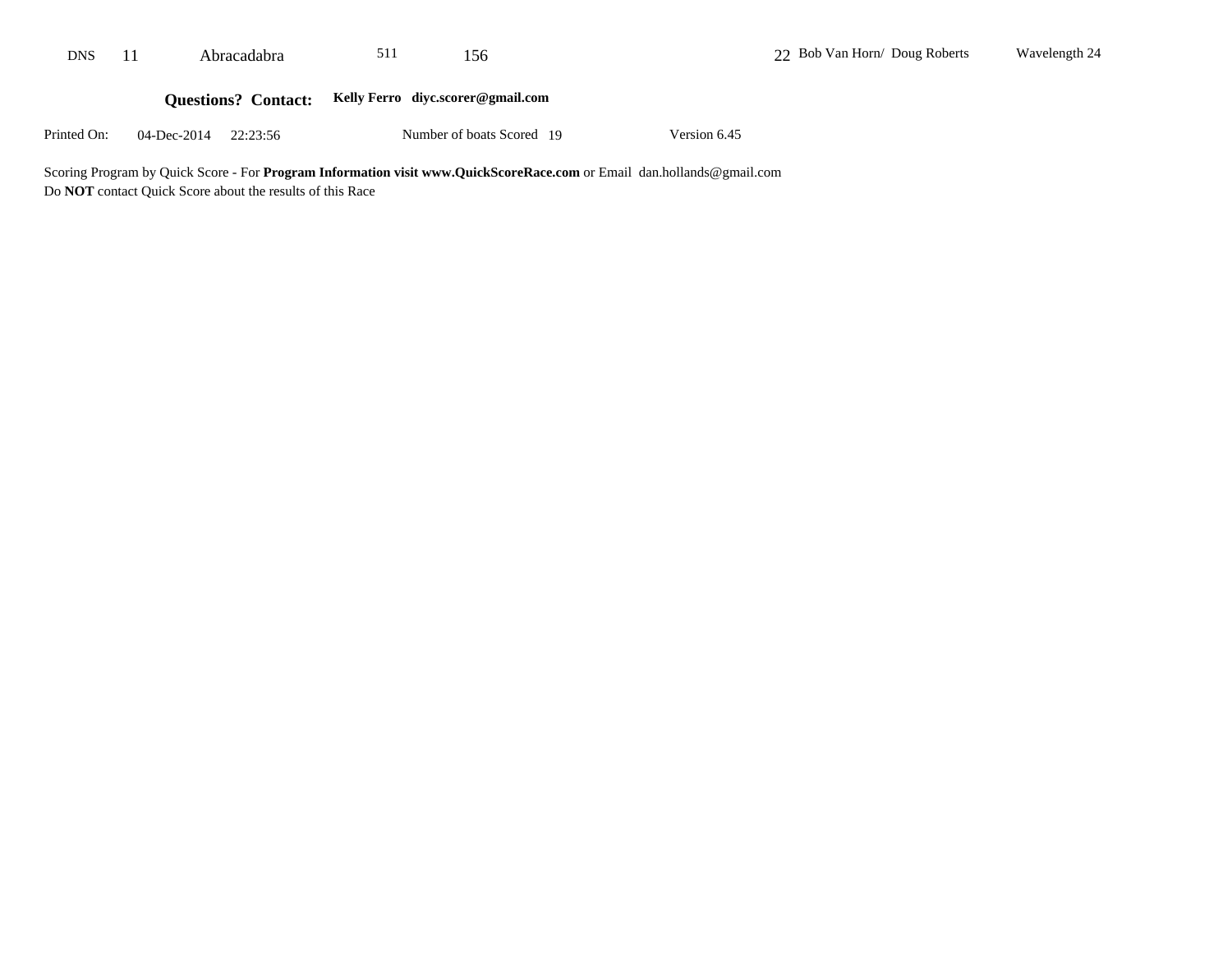| | | | | | | | |
|---|---|---|---|---|---|---|---|
| DNS | 11 | Abracadabra | 511 | 156 | 22 | Bob Van Horn/ Doug Roberts | Wavelength 24 |

**Questions? Contact:** **Kelly Ferro diyc.scorer@gmail.com**

Printed On: 04-Dec-2014 22:23:56 Number of boats Scored 19 Version 6.45

Scoring Program by Quick Score - For **Program Information visit www.QuickScoreRace.com** or Email dan.hollands@gmail.com
Do **NOT** contact Quick Score about the results of this Race